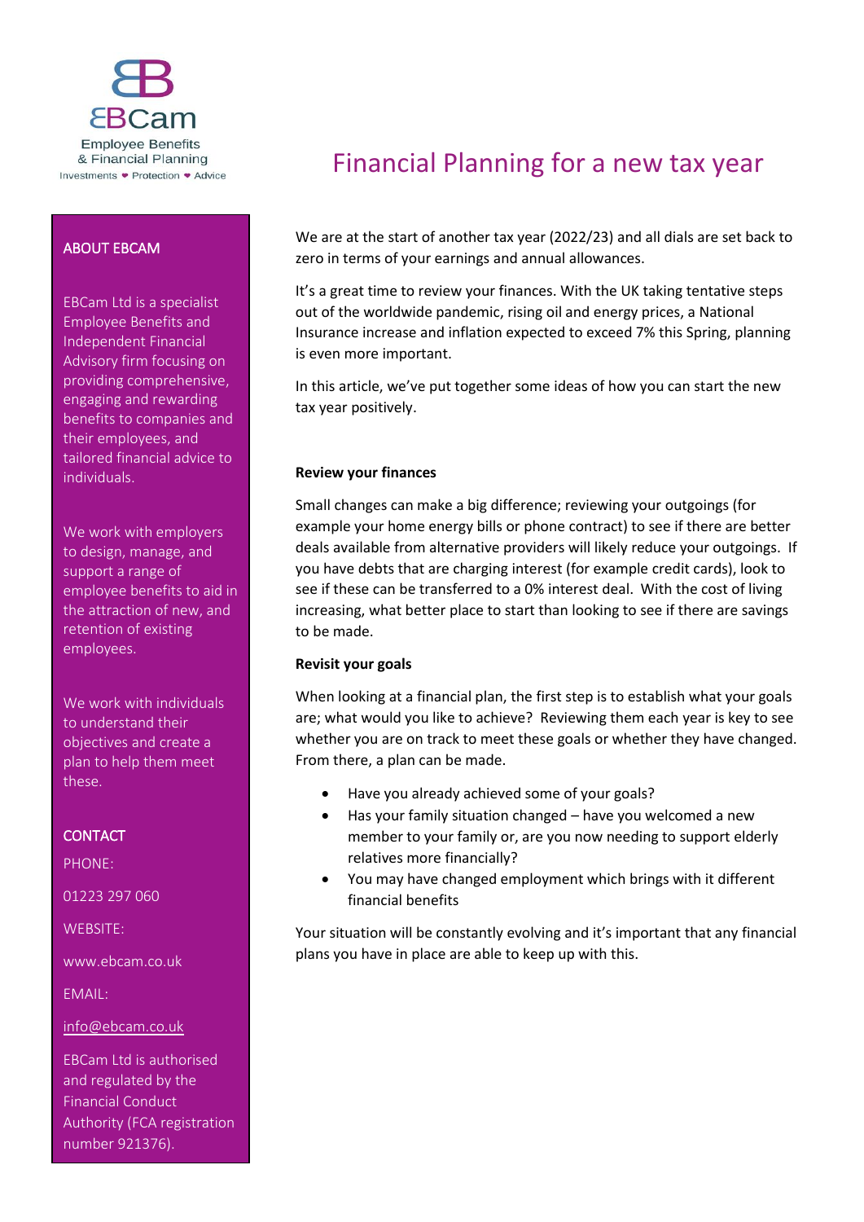EBCam
Employee Benefits
& Financial Planning
Investments ❤ Protection ❤ Advice

# Financial Planning for a new tax year

We are at the start of another tax year (2022/23) and all dials are set back to zero in terms of your earnings and annual allowances.

It's a great time to review your finances. With the UK taking tentative steps out of the worldwide pandemic, rising oil and energy prices, a National Insurance increase and inflation expected to exceed 7% this Spring, planning is even more important.

In this article, we've put together some ideas of how you can start the new tax year positively.

**Review your finances**

Small changes can make a big difference; reviewing your outgoings (for example your home energy bills or phone contract) to see if there are better deals available from alternative providers will likely reduce your outgoings. If you have debts that are charging interest (for example credit cards), look to see if these can be transferred to a 0% interest deal. With the cost of living increasing, what better place to start than looking to see if there are savings to be made.

**Revisit your goals**

When looking at a financial plan, the first step is to establish what your goals are; what would you like to achieve? Reviewing them each year is key to see whether you are on track to meet these goals or whether they have changed. From there, a plan can be made.

- Have you already achieved some of your goals?
- Has your family situation changed – have you welcomed a new member to your family or, are you now needing to support elderly relatives more financially?
- You may have changed employment which brings with it different financial benefits

Your situation will be constantly evolving and it's important that any financial plans you have in place are able to keep up with this.

## ABOUT EBCAM

EBCam Ltd is a specialist Employee Benefits and Independent Financial Advisory firm focusing on providing comprehensive, engaging and rewarding benefits to companies and their employees, and tailored financial advice to individuals.

We work with employers to design, manage, and support a range of employee benefits to aid in the attraction of new, and retention of existing employees.

We work with individuals to understand their objectives and create a plan to help them meet these.

## CONTACT

PHONE:

01223 297 060

WEBSITE:

www.ebcam.co.uk

EMAIL:

info@ebcam.co.uk

EBCam Ltd is authorised and regulated by the Financial Conduct Authority (FCA registration number 921376).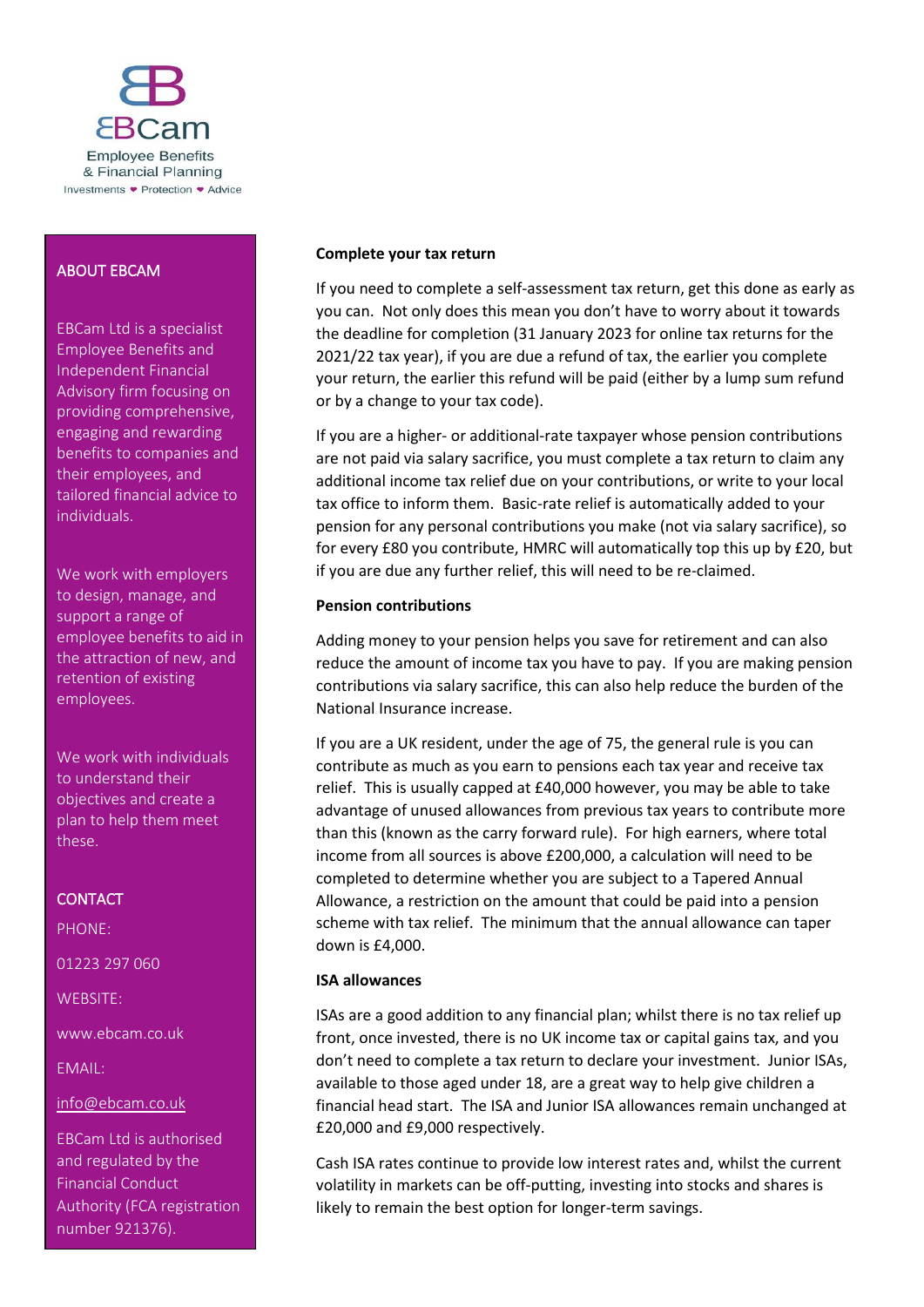EBCam
Employee Benefits
& Financial Planning
Investments ❤ Protection ❤ Advice

## ABOUT EBCAM

EBCam Ltd is a specialist Employee Benefits and Independent Financial Advisory firm focusing on providing comprehensive, engaging and rewarding benefits to companies and their employees, and tailored financial advice to individuals.

We work with employers to design, manage, and support a range of employee benefits to aid in the attraction of new, and retention of existing employees.

We work with individuals to understand their objectives and create a plan to help them meet these.

## CONTACT

PHONE:

01223 297 060

WEBSITE:

www.ebcam.co.uk

EMAIL:

info@ebcam.co.uk

EBCam Ltd is authorised and regulated by the Financial Conduct Authority (FCA registration number 921376).

**Complete your tax return**

If you need to complete a self-assessment tax return, get this done as early as you can. Not only does this mean you don't have to worry about it towards the deadline for completion (31 January 2023 for online tax returns for the 2021/22 tax year), if you are due a refund of tax, the earlier you complete your return, the earlier this refund will be paid (either by a lump sum refund or by a change to your tax code).

If you are a higher- or additional-rate taxpayer whose pension contributions are not paid via salary sacrifice, you must complete a tax return to claim any additional income tax relief due on your contributions, or write to your local tax office to inform them. Basic-rate relief is automatically added to your pension for any personal contributions you make (not via salary sacrifice), so for every £80 you contribute, HMRC will automatically top this up by £20, but if you are due any further relief, this will need to be re-claimed.

**Pension contributions**

Adding money to your pension helps you save for retirement and can also reduce the amount of income tax you have to pay. If you are making pension contributions via salary sacrifice, this can also help reduce the burden of the National Insurance increase.

If you are a UK resident, under the age of 75, the general rule is you can contribute as much as you earn to pensions each tax year and receive tax relief. This is usually capped at £40,000 however, you may be able to take advantage of unused allowances from previous tax years to contribute more than this (known as the carry forward rule). For high earners, where total income from all sources is above £200,000, a calculation will need to be completed to determine whether you are subject to a Tapered Annual Allowance, a restriction on the amount that could be paid into a pension scheme with tax relief. The minimum that the annual allowance can taper down is £4,000.

**ISA allowances**

ISAs are a good addition to any financial plan; whilst there is no tax relief up front, once invested, there is no UK income tax or capital gains tax, and you don't need to complete a tax return to declare your investment. Junior ISAs, available to those aged under 18, are a great way to help give children a financial head start. The ISA and Junior ISA allowances remain unchanged at £20,000 and £9,000 respectively.

Cash ISA rates continue to provide low interest rates and, whilst the current volatility in markets can be off-putting, investing into stocks and shares is likely to remain the best option for longer-term savings.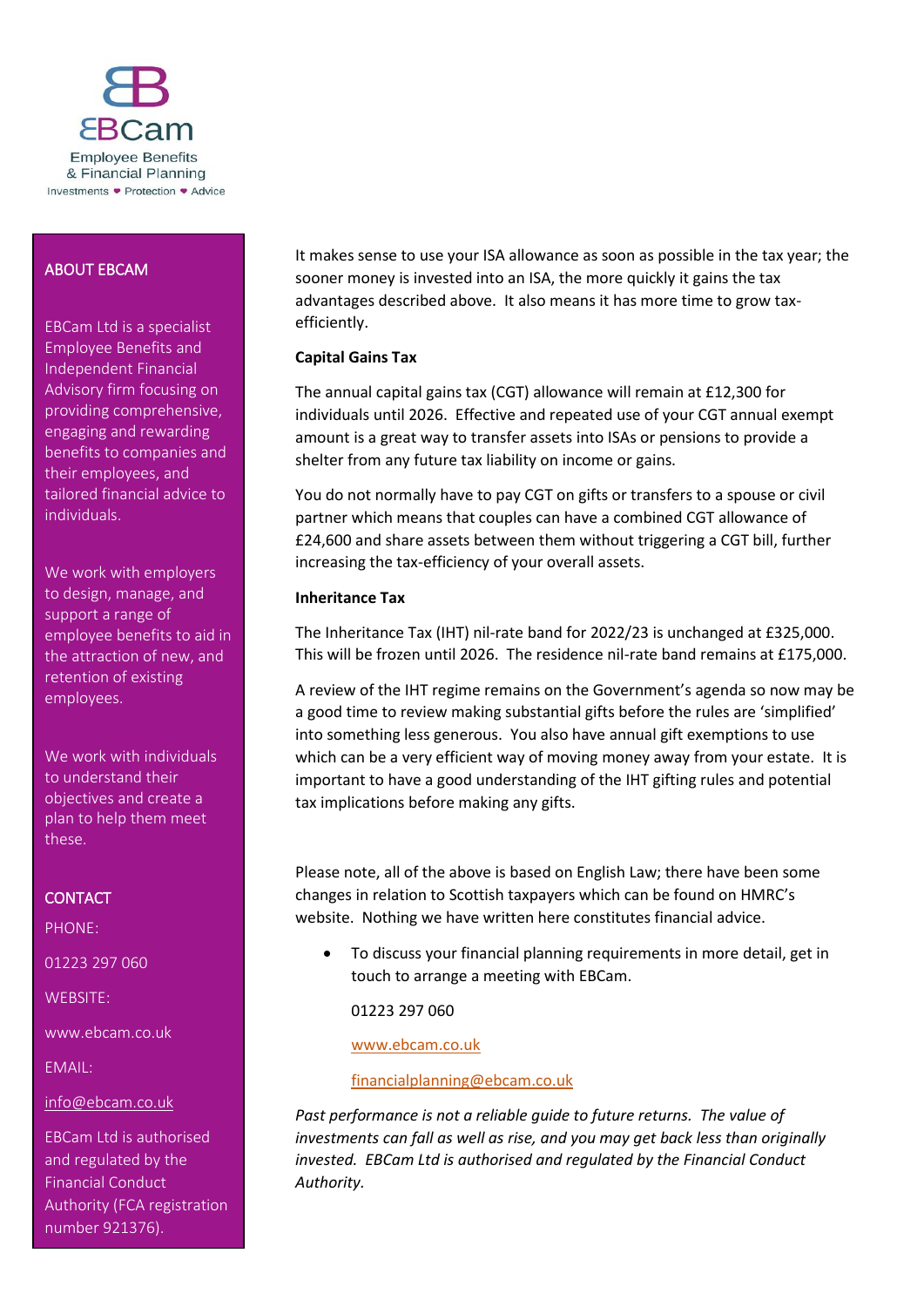EBCam

Employee Benefits & Financial Planning

Investments • Protection • Advice

## ABOUT EBCAM

EBCam Ltd is a specialist Employee Benefits and Independent Financial Advisory firm focusing on providing comprehensive, engaging and rewarding benefits to companies and their employees, and tailored financial advice to individuals.

We work with employers to design, manage, and support a range of employee benefits to aid in the attraction of new, and retention of existing employees.

We work with individuals to understand their objectives and create a plan to help them meet these.

## CONTACT

PHONE:

01223 297 060

WEBSITE:

www.ebcam.co.uk

EMAIL:

info@ebcam.co.uk

EBCam Ltd is authorised and regulated by the Financial Conduct Authority (FCA registration number 921376).

It makes sense to use your ISA allowance as soon as possible in the tax year; the sooner money is invested into an ISA, the more quickly it gains the tax advantages described above. It also means it has more time to grow tax-efficiently.

**Capital Gains Tax**

The annual capital gains tax (CGT) allowance will remain at £12,300 for individuals until 2026. Effective and repeated use of your CGT annual exempt amount is a great way to transfer assets into ISAs or pensions to provide a shelter from any future tax liability on income or gains.

You do not normally have to pay CGT on gifts or transfers to a spouse or civil partner which means that couples can have a combined CGT allowance of £24,600 and share assets between them without triggering a CGT bill, further increasing the tax-efficiency of your overall assets.

**Inheritance Tax**

The Inheritance Tax (IHT) nil-rate band for 2022/23 is unchanged at £325,000. This will be frozen until 2026. The residence nil-rate band remains at £175,000.

A review of the IHT regime remains on the Government's agenda so now may be a good time to review making substantial gifts before the rules are 'simplified' into something less generous. You also have annual gift exemptions to use which can be a very efficient way of moving money away from your estate. It is important to have a good understanding of the IHT gifting rules and potential tax implications before making any gifts.

Please note, all of the above is based on English Law; there have been some changes in relation to Scottish taxpayers which can be found on HMRC's website. Nothing we have written here constitutes financial advice.

- To discuss your financial planning requirements in more detail, get in touch to arrange a meeting with EBCam.

  01223 297 060

  www.ebcam.co.uk

  financialplanning@ebcam.co.uk

*Past performance is not a reliable guide to future returns. The value of investments can fall as well as rise, and you may get back less than originally invested. EBCam Ltd is authorised and regulated by the Financial Conduct Authority.*